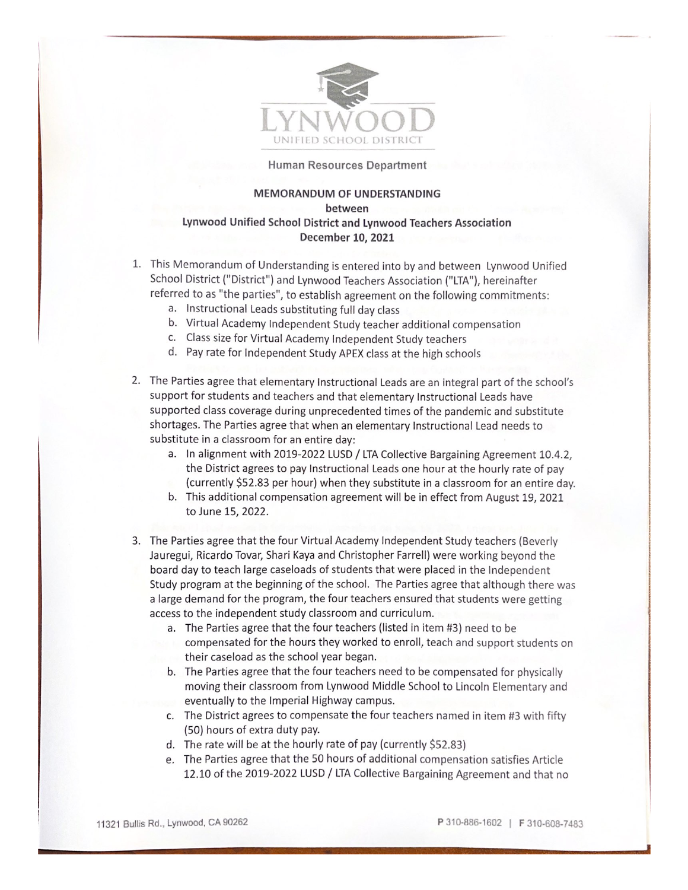LYNWOOD UNIFIED SCHOOL DISTRICT

Human Resources Department

**MEMORANDUM OF UNDERSTANDING**

**between**

**Lynwood Unified School District and Lynwood Teachers Association**

**December 10, 2021**

1. This Memorandum of Understanding is entered into by and between Lynwood Unified School District ("District") and Lynwood Teachers Association ("LTA"), hereinafter referred to as "the parties", to establish agreement on the following commitments:
   a. Instructional Leads substituting full day class
   b. Virtual Academy Independent Study teacher additional compensation
   c. Class size for Virtual Academy Independent Study teachers
   d. Pay rate for Independent Study APEX class at the high schools

2. The Parties agree that elementary Instructional Leads are an integral part of the school's support for students and teachers and that elementary Instructional Leads have supported class coverage during unprecedented times of the pandemic and substitute shortages. The Parties agree that when an elementary Instructional Lead needs to substitute in a classroom for an entire day:
   a. In alignment with 2019-2022 LUSD / LTA Collective Bargaining Agreement 10.4.2, the District agrees to pay Instructional Leads one hour at the hourly rate of pay (currently $52.83 per hour) when they substitute in a classroom for an entire day.
   b. This additional compensation agreement will be in effect from August 19, 2021 to June 15, 2022.

3. The Parties agree that the four Virtual Academy Independent Study teachers (Beverly Jauregui, Ricardo Tovar, Shari Kaya and Christopher Farrell) were working beyond the board day to teach large caseloads of students that were placed in the Independent Study program at the beginning of the school. The Parties agree that although there was a large demand for the program, the four teachers ensured that students were getting access to the independent study classroom and curriculum.
   a. The Parties agree that the four teachers (listed in item #3) need to be compensated for the hours they worked to enroll, teach and support students on their caseload as the school year began.
   b. The Parties agree that the four teachers need to be compensated for physically moving their classroom from Lynwood Middle School to Lincoln Elementary and eventually to the Imperial Highway campus.
   c. The District agrees to compensate the four teachers named in item #3 with fifty (50) hours of extra duty pay.
   d. The rate will be at the hourly rate of pay (currently $52.83)
   e. The Parties agree that the 50 hours of additional compensation satisfies Article 12.10 of the 2019-2022 LUSD / LTA Collective Bargaining Agreement and that no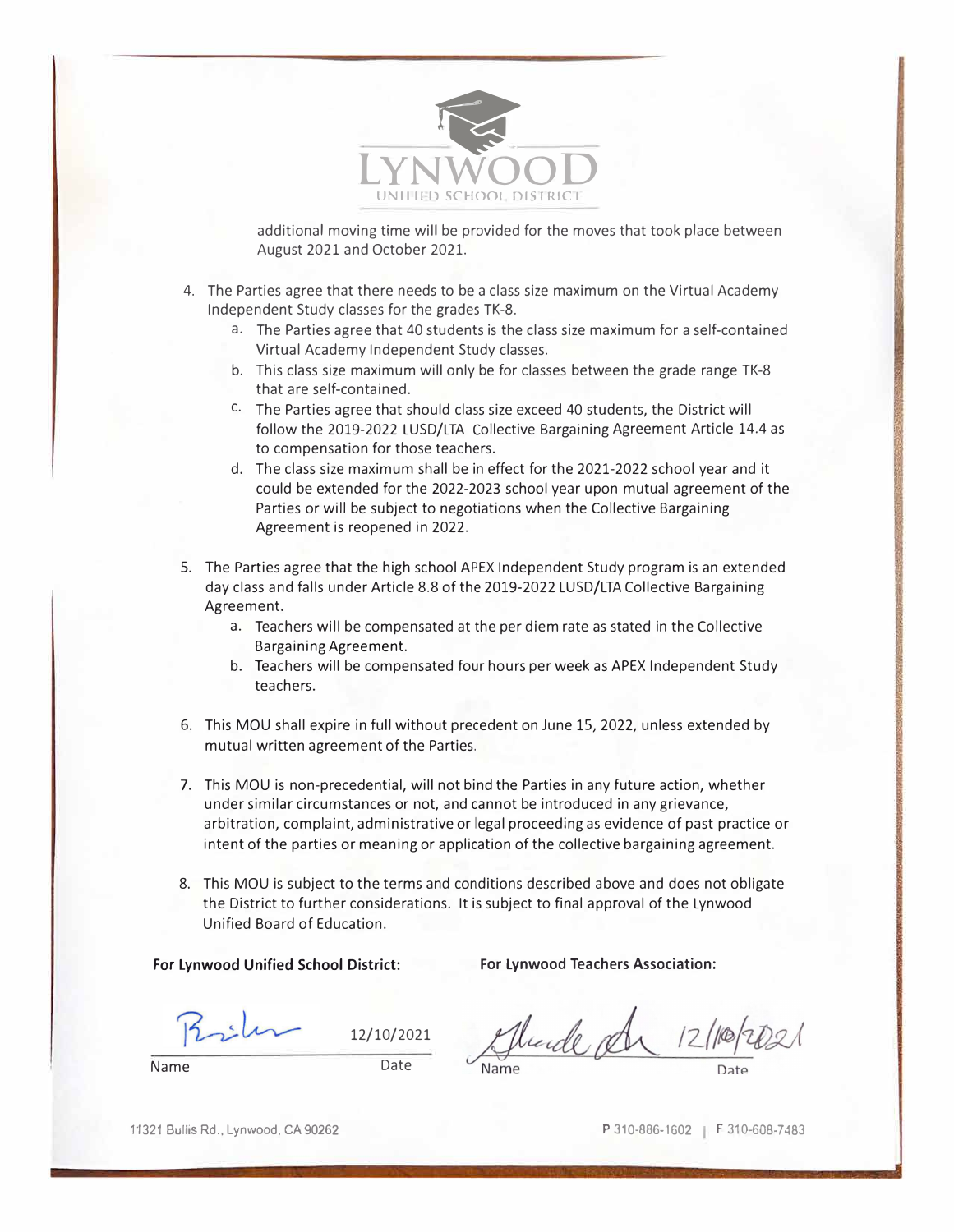additional moving time will be provided for the moves that took place between August 2021 and October 2021.

4. The Parties agree that there needs to be a class size maximum on the Virtual Academy Independent Study classes for the grades TK-8.
   a. The Parties agree that 40 students is the class size maximum for a self-contained Virtual Academy Independent Study classes.
   b. This class size maximum will only be for classes between the grade range TK-8 that are self-contained.
   c. The Parties agree that should class size exceed 40 students, the District will follow the 2019-2022 LUSD/LTA Collective Bargaining Agreement Article 14.4 as to compensation for those teachers.
   d. The class size maximum shall be in effect for the 2021-2022 school year and it could be extended for the 2022-2023 school year upon mutual agreement of the Parties or will be subject to negotiations when the Collective Bargaining Agreement is reopened in 2022.

5. The Parties agree that the high school APEX Independent Study program is an extended day class and falls under Article 8.8 of the 2019-2022 LUSD/LTA Collective Bargaining Agreement.
   a. Teachers will be compensated at the per diem rate as stated in the Collective Bargaining Agreement.
   b. Teachers will be compensated four hours per week as APEX Independent Study teachers.

6. This MOU shall expire in full without precedent on June 15, 2022, unless extended by mutual written agreement of the Parties.

7. This MOU is non-precedential, will not bind the Parties in any future action, whether under similar circumstances or not, and cannot be introduced in any grievance, arbitration, complaint, administrative or legal proceeding as evidence of past practice or intent of the parties or meaning or application of the collective bargaining agreement.

8. This MOU is subject to the terms and conditions described above and does not obligate the District to further considerations. It is subject to final approval of the Lynwood Unified Board of Education.

**For Lynwood Unified School District:**

[signature] 12/10/2021

Name Date

**For Lynwood Teachers Association:**

[signature] 12/10/2021

Name Date

11321 Bullis Rd., Lynwood, CA 90262

P 310-886-1602 | F 310-608-7483